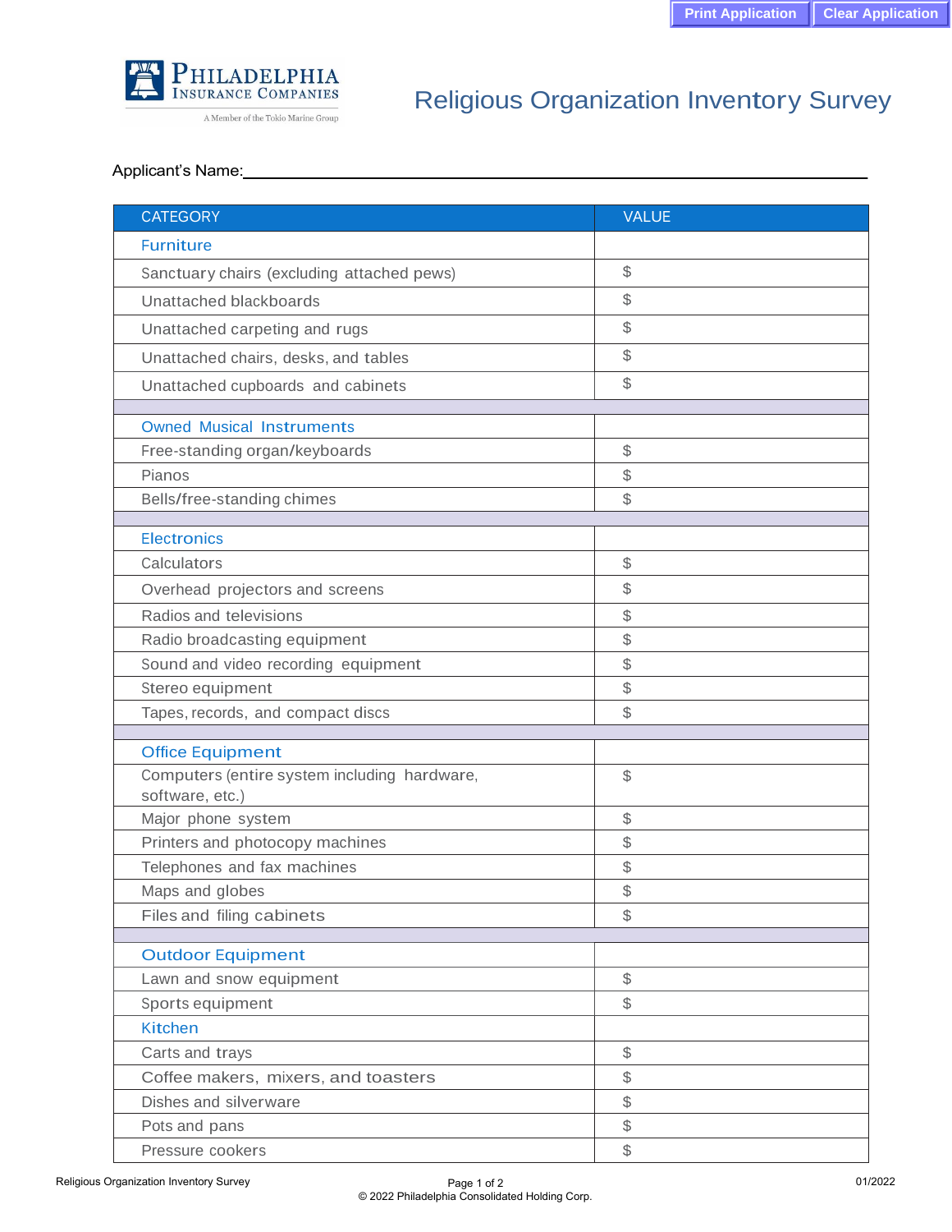PHILADELPHIA INSURANCE COMPANIES
A Member of the Tokio Marine Group

# Religious Organization Inventory Survey

Applicant's Name:\_\_\_\_\_\_\_\_\_\_\_\_\_\_\_\_\_\_\_\_\_\_\_\_\_\_\_\_\_\_\_\_\_\_\_\_\_\_\_\_\_\_\_\_

| CATEGORY | VALUE |
|---|---|
| **Furniture** | |
| Sanctuary chairs (excluding attached pews) | $ |
| Unattached blackboards | $ |
| Unattached carpeting and rugs | $ |
| Unattached chairs, desks, and tables | $ |
| Unattached cupboards and cabinets | $ |
| | |
| **Owned Musical Instruments** | |
| Free-standing organ/keyboards | $ |
| Pianos | $ |
| Bells/free-standing chimes | $ |
| | |
| **Electronics** | |
| Calculators | $ |
| Overhead projectors and screens | $ |
| Radios and televisions | $ |
| Radio broadcasting equipment | $ |
| Sound and video recording equipment | $ |
| Stereo equipment | $ |
| Tapes, records, and compact discs | $ |
| | |
| **Office Equipment** | |
| Computers (entire system including hardware, software, etc.) | $ |
| Major phone system | $ |
| Printers and photocopy machines | $ |
| Telephones and fax machines | $ |
| Maps and globes | $ |
| Files and filing cabinets | $ |
| | |
| **Outdoor Equipment** | |
| Lawn and snow equipment | $ |
| Sports equipment | $ |
| **Kitchen** | |
| Carts and trays | $ |
| Coffee makers, mixers, and toasters | $ |
| Dishes and silverware | $ |
| Pots and pans | $ |
| Pressure cookers | $ |

© 2022 Philadelphia Consolidated Holding Corp.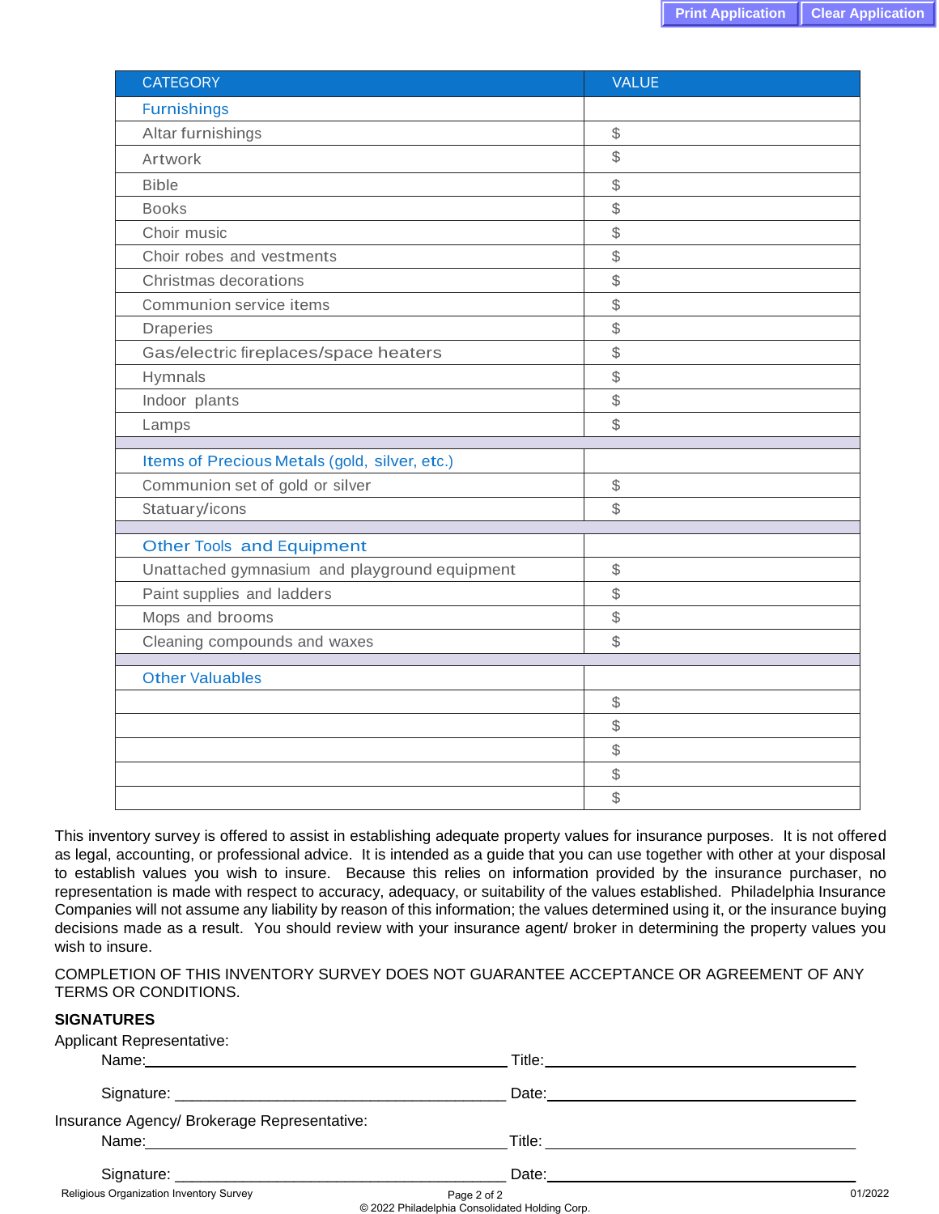| CATEGORY | VALUE |
|---|---|
| Furnishings | |
| Altar furnishings | $ |
| Artwork | $ |
| Bible | $ |
| Books | $ |
| Choir music | $ |
| Choir robes and vestments | $ |
| Christmas decorations | $ |
| Communion service items | $ |
| Draperies | $ |
| Gas/electric fireplaces/space heaters | $ |
| Hymnals | $ |
| Indoor plants | $ |
| Lamps | $ |
| | |
| Items of Precious Metals (gold, silver, etc.) | |
| Communion set of gold or silver | $ |
| Statuary/icons | $ |
| | |
| Other Tools and Equipment | |
| Unattached gymnasium and playground equipment | $ |
| Paint supplies and ladders | $ |
| Mops and brooms | $ |
| Cleaning compounds and waxes | $ |
| | |
| Other Valuables | |
| | $ |
| | $ |
| | $ |
| | $ |
| | $ |

This inventory survey is offered to assist in establishing adequate property values for insurance purposes. It is not offered as legal, accounting, or professional advice. It is intended as a guide that you can use together with other at your disposal to establish values you wish to insure. Because this relies on information provided by the insurance purchaser, no representation is made with respect to accuracy, adequacy, or suitability of the values established. Philadelphia Insurance Companies will not assume any liability by reason of this information; the values determined using it, or the insurance buying decisions made as a result. You should review with your insurance agent/ broker in determining the property values you wish to insure.

COMPLETION OF THIS INVENTORY SURVEY DOES NOT GUARANTEE ACCEPTANCE OR AGREEMENT OF ANY TERMS OR CONDITIONS.

**SIGNATURES**

Applicant Representative:

Name:\_\_\_\_\_\_\_\_\_\_\_\_\_\_\_\_\_\_\_\_\_\_\_\_\_\_\_\_\_\_\_\_\_\_\_\_\_\_\_\_ Title:\_\_\_\_\_\_\_\_\_\_\_\_\_\_\_\_\_\_\_\_\_\_\_\_\_\_\_\_\_\_\_\_\_\_

Signature: \_\_\_\_\_\_\_\_\_\_\_\_\_\_\_\_\_\_\_\_\_\_\_\_\_\_\_\_\_\_\_\_\_\_\_\_\_ Date:\_\_\_\_\_\_\_\_\_\_\_\_\_\_\_\_\_\_\_\_\_\_\_\_\_\_\_\_\_\_\_\_\_\_

Insurance Agency/ Brokerage Representative:

Name:\_\_\_\_\_\_\_\_\_\_\_\_\_\_\_\_\_\_\_\_\_\_\_\_\_\_\_\_\_\_\_\_\_\_\_\_\_\_\_\_ Title:\_\_\_\_\_\_\_\_\_\_\_\_\_\_\_\_\_\_\_\_\_\_\_\_\_\_\_\_\_\_\_\_\_\_

Signature: \_\_\_\_\_\_\_\_\_\_\_\_\_\_\_\_\_\_\_\_\_\_\_\_\_\_\_\_\_\_\_\_\_\_\_\_\_ Date:\_\_\_\_\_\_\_\_\_\_\_\_\_\_\_\_\_\_\_\_\_\_\_\_\_\_\_\_\_\_\_\_\_\_

© 2022 Philadelphia Consolidated Holding Corp.